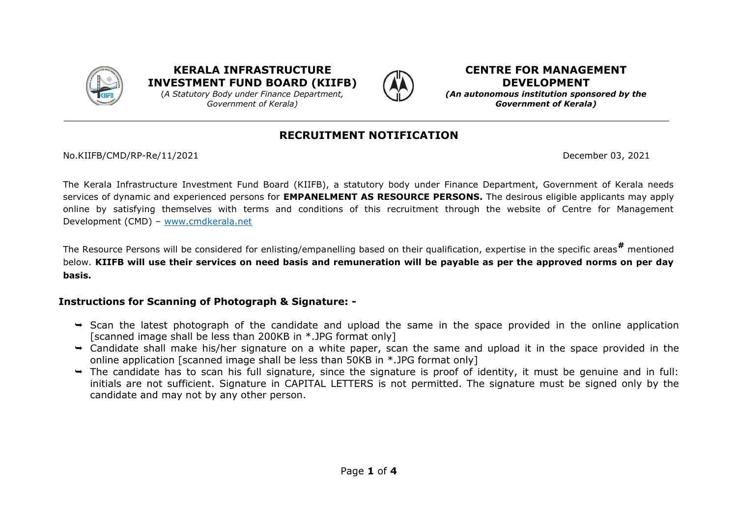**KERALA INFRASTRUCTURE INVESTMENT FUND BOARD (KIIFB)**
(*A Statutory Body under Finance Department, Government of Kerala*)

**CENTRE FOR MANAGEMENT DEVELOPMENT**
***(An autonomous institution sponsored by the Government of Kerala)***

# RECRUITMENT NOTIFICATION

No.KIIFB/CMD/RP-Re/11/2021

December 03, 2021

The Kerala Infrastructure Investment Fund Board (KIIFB), a statutory body under Finance Department, Government of Kerala needs services of dynamic and experienced persons for **EMPANELMENT AS RESOURCE PERSONS.** The desirous eligible applicants may apply online by satisfying themselves with terms and conditions of this recruitment through the website of Centre for Management Development (CMD) – www.cmdkerala.net

The Resource Persons will be considered for enlisting/empanelling based on their qualification, expertise in the specific areas[#] mentioned below. **KIIFB will use their services on need basis and remuneration will be payable as per the approved norms on per day basis.**

## Instructions for Scanning of Photograph & Signature: -

- Scan the latest photograph of the candidate and upload the same in the space provided in the online application [scanned image shall be less than 200KB in *.JPG format only]
- Candidate shall make his/her signature on a white paper, scan the same and upload it in the space provided in the online application [scanned image shall be less than 50KB in *.JPG format only]
- The candidate has to scan his full signature, since the signature is proof of identity, it must be genuine and in full: initials are not sufficient. Signature in CAPITAL LETTERS is not permitted. The signature must be signed only by the candidate and may not by any other person.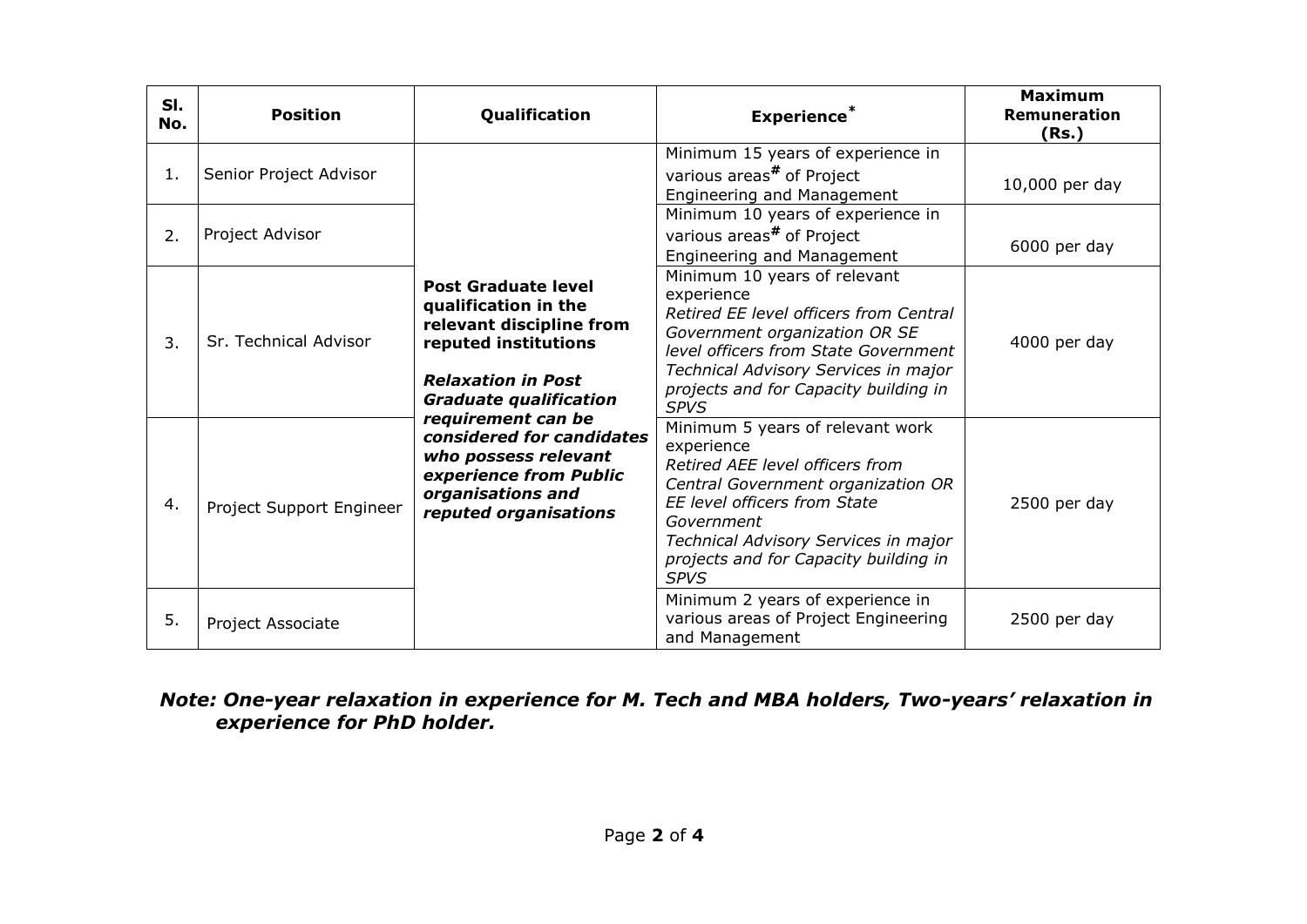| Sl. No. | Position | Qualification | Experience* | Maximum Remuneration (Rs.) |
|---|---|---|---|---|
| 1. | Senior Project Advisor | **Post Graduate level qualification in the relevant discipline from reputed institutions** <br><br> ***Relaxation in Post Graduate qualification requirement can be considered for candidates who possess relevant experience from Public organisations and reputed organisations*** | Minimum 15 years of experience in various areas# of Project Engineering and Management | 10,000 per day |
| 2. | Project Advisor | | Minimum 10 years of experience in various areas# of Project Engineering and Management | 6000 per day |
| 3. | Sr. Technical Advisor | | Minimum 10 years of relevant experience <br> *Retired EE level officers from Central Government organization OR SE level officers from State Government* <br> *Technical Advisory Services in major projects and for Capacity building in SPVS* | 4000 per day |
| 4. | Project Support Engineer | | Minimum 5 years of relevant work experience <br> *Retired AEE level officers from Central Government organization OR EE level officers from State Government* <br> *Technical Advisory Services in major projects and for Capacity building in SPVS* | 2500 per day |
| 5. | Project Associate | | Minimum 2 years of experience in various areas of Project Engineering and Management | 2500 per day |

***Note: One-year relaxation in experience for M. Tech and MBA holders, Two-years' relaxation in experience for PhD holder.***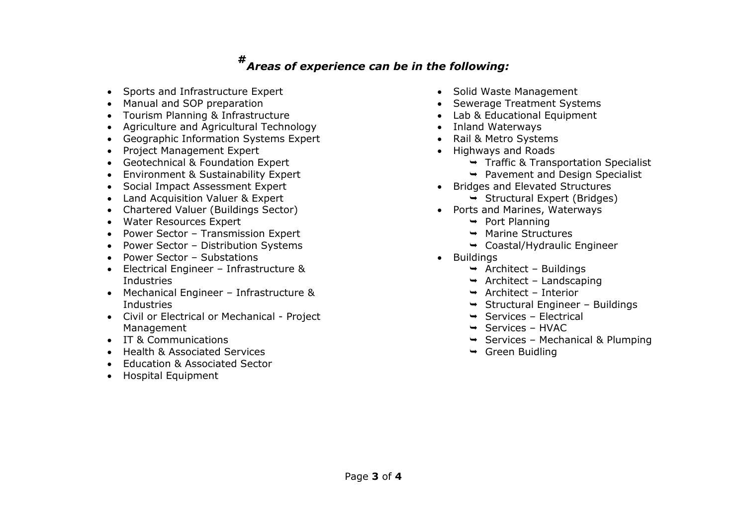## #*Areas of experience can be in the following:*

- Sports and Infrastructure Expert
- Manual and SOP preparation
- Tourism Planning & Infrastructure
- Agriculture and Agricultural Technology
- Geographic Information Systems Expert
- Project Management Expert
- Geotechnical & Foundation Expert
- Environment & Sustainability Expert
- Social Impact Assessment Expert
- Land Acquisition Valuer & Expert
- Chartered Valuer (Buildings Sector)
- Water Resources Expert
- Power Sector – Transmission Expert
- Power Sector – Distribution Systems
- Power Sector – Substations
- Electrical Engineer – Infrastructure & Industries
- Mechanical Engineer – Infrastructure & Industries
- Civil or Electrical or Mechanical - Project Management
- IT & Communications
- Health & Associated Services
- Education & Associated Sector
- Hospital Equipment
- Solid Waste Management
- Sewerage Treatment Systems
- Lab & Educational Equipment
- Inland Waterways
- Rail & Metro Systems
- Highways and Roads
  - ➥ Traffic & Transportation Specialist
  - ➥ Pavement and Design Specialist
- Bridges and Elevated Structures
  - ➥ Structural Expert (Bridges)
- Ports and Marines, Waterways
  - ➥ Port Planning
  - ➥ Marine Structures
  - ➥ Coastal/Hydraulic Engineer
- Buildings
  - ➥ Architect – Buildings
  - ➥ Architect – Landscaping
  - ➥ Architect – Interior
  - ➥ Structural Engineer – Buildings
  - ➥ Services – Electrical
  - ➥ Services – HVAC
  - ➥ Services – Mechanical & Plumping
  - ➥ Green Buidling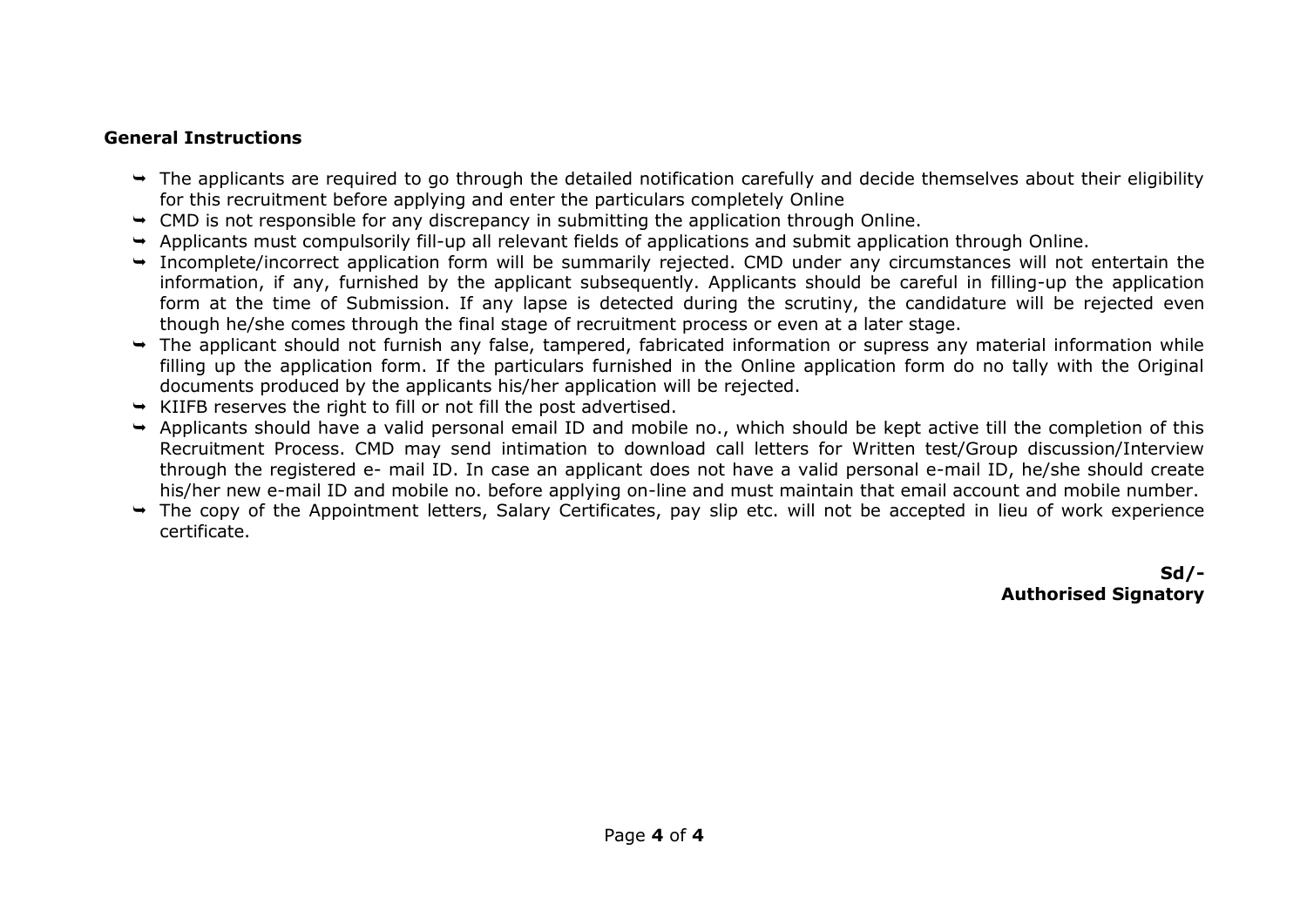**General Instructions**

- The applicants are required to go through the detailed notification carefully and decide themselves about their eligibility for this recruitment before applying and enter the particulars completely Online
- CMD is not responsible for any discrepancy in submitting the application through Online.
- Applicants must compulsorily fill-up all relevant fields of applications and submit application through Online.
- Incomplete/incorrect application form will be summarily rejected. CMD under any circumstances will not entertain the information, if any, furnished by the applicant subsequently. Applicants should be careful in filling-up the application form at the time of Submission. If any lapse is detected during the scrutiny, the candidature will be rejected even though he/she comes through the final stage of recruitment process or even at a later stage.
- The applicant should not furnish any false, tampered, fabricated information or supress any material information while filling up the application form. If the particulars furnished in the Online application form do no tally with the Original documents produced by the applicants his/her application will be rejected.
- KIIFB reserves the right to fill or not fill the post advertised.
- Applicants should have a valid personal email ID and mobile no., which should be kept active till the completion of this Recruitment Process. CMD may send intimation to download call letters for Written test/Group discussion/Interview through the registered e- mail ID. In case an applicant does not have a valid personal e-mail ID, he/she should create his/her new e-mail ID and mobile no. before applying on-line and must maintain that email account and mobile number.
- The copy of the Appointment letters, Salary Certificates, pay slip etc. will not be accepted in lieu of work experience certificate.

**Sd/-**
**Authorised Signatory**